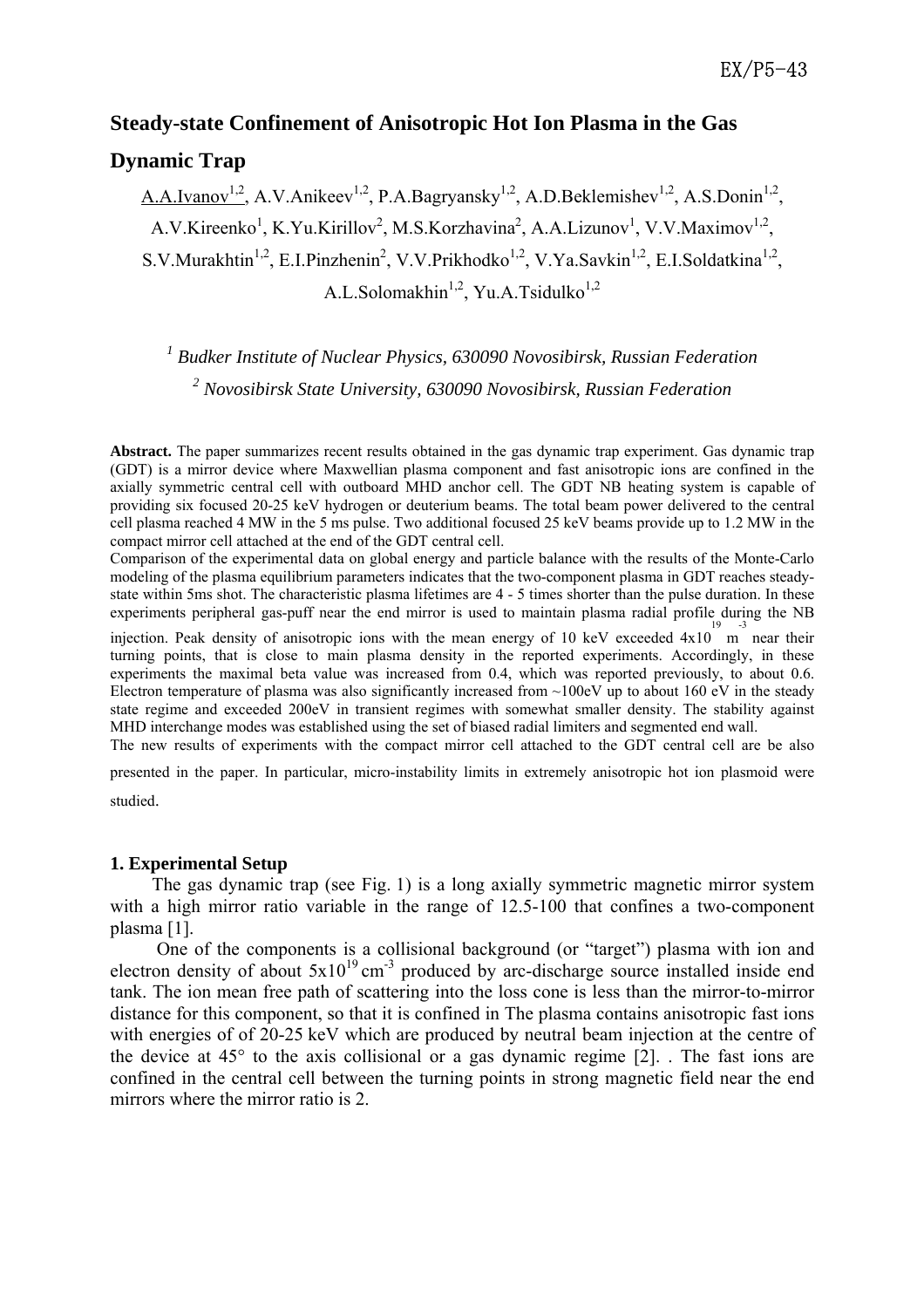# Steady-state Confinement of Anisotropic Hot Ion Plasma in the Gas Dynamic Trap

A.A.Ivanov[1,2], A.V.Anikeev[1,2], P.A.Bagryansky[1,2], A.D.Beklemishev[1,2], A.S.Donin[1,2], A.V.Kireenko[1], K.Yu.Kirillov[2], M.S.Korzhavina[2], A.A.Lizunov[1], V.V.Maximov[1,2], S.V.Murakhtin[1,2], E.I.Pinzhenin[2], V.V.Prikhodko[1,2], V.Ya.Savkin[1,2], E.I.Soldatkina[1,2], A.L.Solomakhin[1,2], Yu.A.Tsidulko[1,2]

*[1] Budker Institute of Nuclear Physics, 630090 Novosibirsk, Russian Federation*

*[2] Novosibirsk State University, 630090 Novosibirsk, Russian Federation*

**Abstract.** The paper summarizes recent results obtained in the gas dynamic trap experiment. Gas dynamic trap (GDT) is a mirror device where Maxwellian plasma component and fast anisotropic ions are confined in the axially symmetric central cell with outboard MHD anchor cell. The GDT NB heating system is capable of providing six focused 20-25 keV hydrogen or deuterium beams. The total beam power delivered to the central cell plasma reached 4 MW in the 5 ms pulse. Two additional focused 25 keV beams provide up to 1.2 MW in the compact mirror cell attached at the end of the GDT central cell.

Comparison of the experimental data on global energy and particle balance with the results of the Monte-Carlo modeling of the plasma equilibrium parameters indicates that the two-component plasma in GDT reaches steady-state within 5ms shot. The characteristic plasma lifetimes are 4 - 5 times shorter than the pulse duration. In these experiments peripheral gas-puff near the end mirror is used to maintain plasma radial profile during the NB injection. Peak density of anisotropic ions with the mean energy of 10 keV exceeded $4 \times 10^{19}$ $m^{-3}$ near their turning points, that is close to main plasma density in the reported experiments. Accordingly, in these experiments the maximal beta value was increased from 0.4, which was reported previously, to about 0.6. Electron temperature of plasma was also significantly increased from ~100eV up to about 160 eV in the steady state regime and exceeded 200eV in transient regimes with somewhat smaller density. The stability against MHD interchange modes was established using the set of biased radial limiters and segmented end wall.

The new results of experiments with the compact mirror cell attached to the GDT central cell are be also presented in the paper. In particular, micro-instability limits in extremely anisotropic hot ion plasmoid were studied.

## 1. Experimental Setup

The gas dynamic trap (see Fig. 1) is a long axially symmetric magnetic mirror system with a high mirror ratio variable in the range of 12.5-100 that confines a two-component plasma [1].

One of the components is a collisional background (or "target") plasma with ion and electron density of about $5 \times 10^{19}$ $cm^{-3}$ produced by arc-discharge source installed inside end tank. The ion mean free path of scattering into the loss cone is less than the mirror-to-mirror distance for this component, so that it is confined in The plasma contains anisotropic fast ions with energies of of 20-25 keV which are produced by neutral beam injection at the centre of the device at 45° to the axis collisional or a gas dynamic regime [2]. . The fast ions are confined in the central cell between the turning points in strong magnetic field near the end mirrors where the mirror ratio is 2.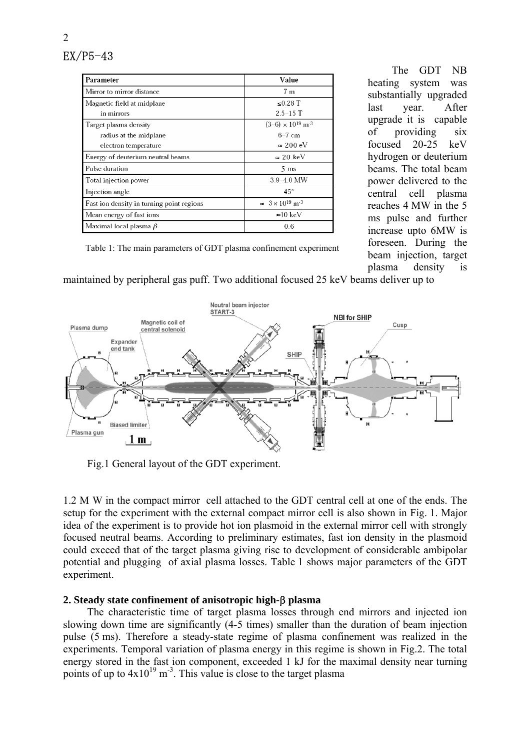| Parameter | Value |
|---|---|
| Mirror to mirror distance | 7 m |
| Magnetic field at midplane<br>in mirrors | ≤0.28 T<br>2.5–15 T |
| Target plasma density<br>radius at the midplane<br>electron temperature | $(3–6) \times 10^{19}$ m$^{-3}$<br>6–7 cm<br>≈ 200 eV |
| Energy of deuterium neutral beams | ≈ 20 keV |
| Pulse duration | 5 ms |
| Total injection power | 3.9–4.0 MW |
| Injection angle | 45° |
| Fast ion density in turning point regions | ≈ $3 \times 10^{19}$ m$^{-3}$ |
| Mean energy of fast ions | ≈10 keV |
| Maximal local plasma $\beta$ | 0.6 |

Table 1: The main parameters of GDT plasma confinement experiment

The GDT NB heating system was substantially upgraded last year. After upgrade it is capable of providing six focused 20-25 keV hydrogen or deuterium beams. The total beam power delivered to the central cell plasma reaches 4 MW in the 5 ms pulse and further increase upto 6MW is foreseen. During the beam injection, target plasma density is maintained by peripheral gas puff. Two additional focused 25 keV beams deliver up to 1.2 M W in the compact mirror cell attached to the GDT central cell at one of the ends. The setup for the experiment with the external compact mirror cell is also shown in Fig. 1. Major idea of the experiment is to provide hot ion plasmoid in the external mirror cell with strongly focused neutral beams. According to preliminary estimates, fast ion density in the plasmoid could exceed that of the target plasma giving rise to development of considerable ambipolar potential and plugging of axial plasma losses. Table 1 shows major parameters of the GDT experiment.

Fig.1 General layout of the GDT experiment.

## 2. Steady state confinement of anisotropic high-$\beta$ plasma

The characteristic time of target plasma losses through end mirrors and injected ion slowing down time are significantly (4-5 times) smaller than the duration of beam injection pulse (5 ms). Therefore a steady-state regime of plasma confinement was realized in the experiments. Temporal variation of plasma energy in this regime is shown in Fig.2. The total energy stored in the fast ion component, exceeded 1 kJ for the maximal density near turning points of up to $4 \times 10^{19}$ m$^{-3}$. This value is close to the target plasma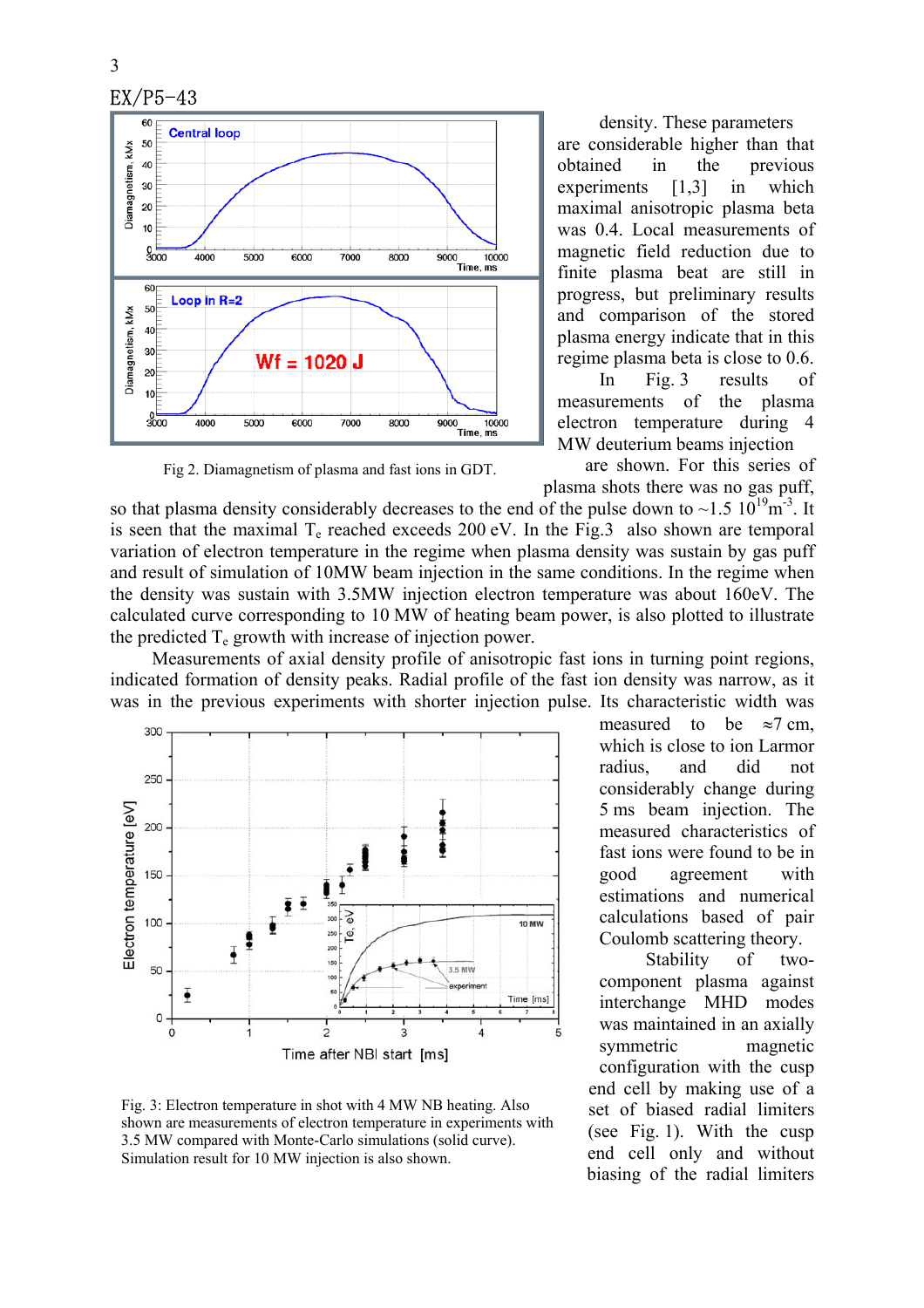Fig 2. Diamagnetism of plasma and fast ions in GDT.

density. These parameters are considerable higher than that obtained in the previous experiments [1,3] in which maximal anisotropic plasma beta was 0.4. Local measurements of magnetic field reduction due to finite plasma beat are still in progress, but preliminary results and comparison of the stored plasma energy indicate that in this regime plasma beta is close to 0.6.

In Fig. 3 results of measurements of the plasma electron temperature during 4 MW deuterium beams injection are shown. For this series of plasma shots there was no gas puff, so that plasma density considerably decreases to the end of the pulse down to ~1.5 $10^{19}$m$^{-3}$. It is seen that the maximal $T_e$ reached exceeds 200 eV. In the Fig.3 also shown are temporal variation of electron temperature in the regime when plasma density was sustain by gas puff and result of simulation of 10MW beam injection in the same conditions. In the regime when the density was sustain with 3.5MW injection electron temperature was about 160eV. The calculated curve corresponding to 10 MW of heating beam power, is also plotted to illustrate the predicted $T_e$ growth with increase of injection power.

Measurements of axial density profile of anisotropic fast ions in turning point regions, indicated formation of density peaks. Radial profile of the fast ion density was narrow, as it was in the previous experiments with shorter injection pulse. Its characteristic width was measured to be ≈7 cm, which is close to ion Larmor radius, and did not considerably change during 5 ms beam injection. The measured characteristics of fast ions were found to be in good agreement with estimations and numerical calculations based of pair Coulomb scattering theory.

Fig. 3: Electron temperature in shot with 4 MW NB heating. Also shown are measurements of electron temperature in experiments with 3.5 MW compared with Monte-Carlo simulations (solid curve). Simulation result for 10 MW injection is also shown.

Stability of two-component plasma against interchange MHD modes was maintained in an axially symmetric magnetic configuration with the cusp end cell by making use of a set of biased radial limiters (see Fig. 1). With the cusp end cell only and without biasing of the radial limiters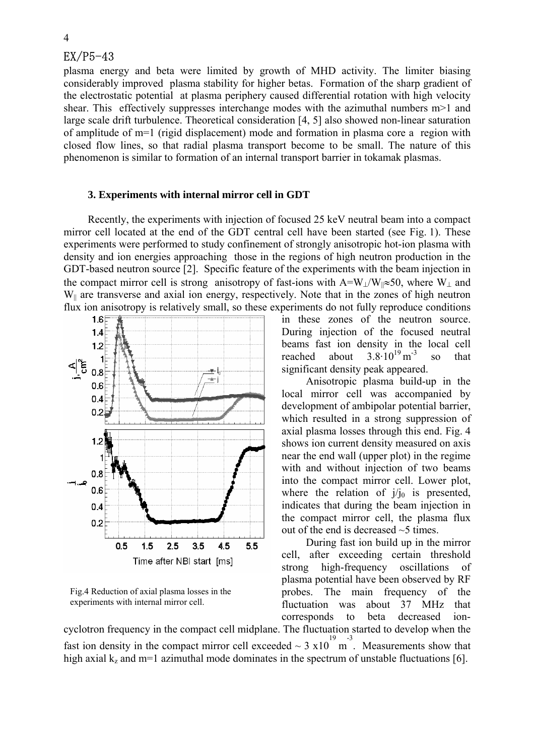plasma energy and beta were limited by growth of MHD activity. The limiter biasing considerably improved plasma stability for higher betas. Formation of the sharp gradient of the electrostatic potential at plasma periphery caused differential rotation with high velocity shear. This effectively suppresses interchange modes with the azimuthal numbers m>1 and large scale drift turbulence. Theoretical consideration [4, 5] also showed non-linear saturation of amplitude of m=1 (rigid displacement) mode and formation in plasma core a region with closed flow lines, so that radial plasma transport become to be small. The nature of this phenomenon is similar to formation of an internal transport barrier in tokamak plasmas.

### 3. Experiments with internal mirror cell in GDT

Recently, the experiments with injection of focused 25 keV neutral beam into a compact mirror cell located at the end of the GDT central cell have been started (see Fig. 1). These experiments were performed to study confinement of strongly anisotropic hot-ion plasma with density and ion energies approaching those in the regions of high neutron production in the GDT-based neutron source [2]. Specific feature of the experiments with the beam injection in the compact mirror cell is strong anisotropy of fast-ions with $A=W_{\perp}/W_{\parallel}\approx 50$, where $W_{\perp}$ and $W_{\parallel}$ are transverse and axial ion energy, respectively. Note that in the zones of high neutron flux ion anisotropy is relatively small, so these experiments do not fully reproduce conditions in these zones of the neutron source. During injection of the focused neutral beams fast ion density in the local cell reached about $3.8\cdot 10^{19}\,m^{-3}$ so that significant density peak appeared.

Anisotropic plasma build-up in the local mirror cell was accompanied by development of ambipolar potential barrier, which resulted in a strong suppression of axial plasma losses through this end. Fig. 4 shows ion current density measured on axis near the end wall (upper plot) in the regime with and without injection of two beams into the compact mirror cell. Lower plot, where the relation of $j/j_0$ is presented, indicates that during the beam injection in the compact mirror cell, the plasma flux out of the end is decreased ~5 times.

Fig.4 Reduction of axial plasma losses in the experiments with internal mirror cell.

During fast ion build up in the mirror cell, after exceeding certain threshold strong high-frequency oscillations of plasma potential have been observed by RF probes. The main frequency of the fluctuation was about 37 MHz that corresponds to beta decreased ion-cyclotron frequency in the compact cell midplane. The fluctuation started to develop when the fast ion density in the compact mirror cell exceeded $\sim 3\times 10^{19}\,m^{-3}$. Measurements show that high axial $k_z$ and m=1 azimuthal mode dominates in the spectrum of unstable fluctuations [6].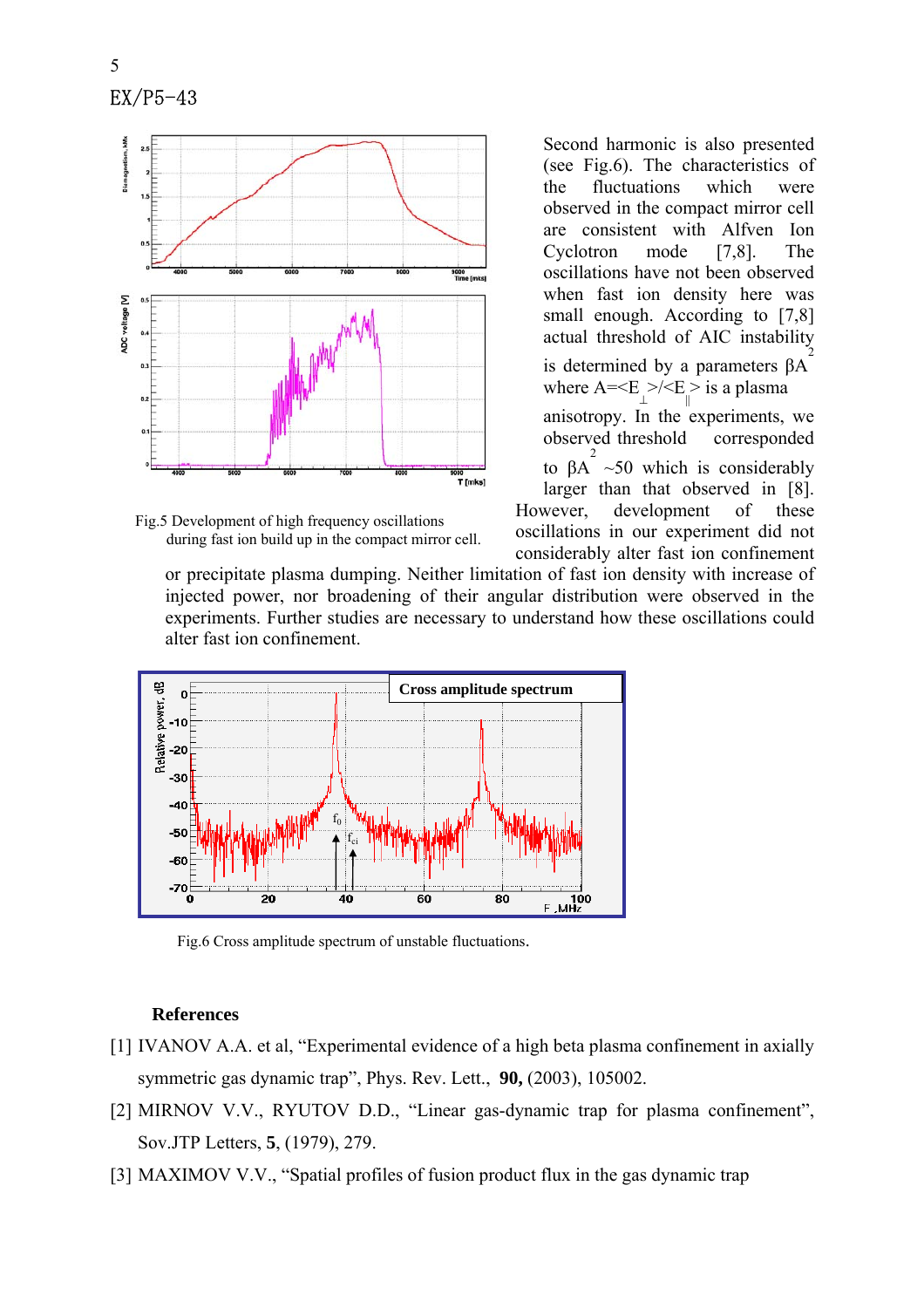Second harmonic is also presented (see Fig.6). The characteristics of the fluctuations which were observed in the compact mirror cell are consistent with Alfven Ion Cyclotron mode [7,8]. The oscillations have not been observed when fast ion density here was small enough. According to [7,8] actual threshold of AIC instability is determined by a parameters $\beta A^2$ where $A=\langle E_\perp\rangle/\langle E_\parallel\rangle$ is a plasma anisotropy. In the experiments, we observed threshold corresponded to $\beta A^2 \sim 50$ which is considerably larger than that observed in [8]. However, development of these oscillations in our experiment did not considerably alter fast ion confinement or precipitate plasma dumping. Neither limitation of fast ion density with increase of injected power, nor broadening of their angular distribution were observed in the experiments. Further studies are necessary to understand how these oscillations could alter fast ion confinement.

Fig.5 Development of high frequency oscillations during fast ion build up in the compact mirror cell.

Fig.6 Cross amplitude spectrum of unstable fluctuations.

**References**

[1] IVANOV A.A. et al, "Experimental evidence of a high beta plasma confinement in axially symmetric gas dynamic trap", Phys. Rev. Lett., **90,** (2003), 105002.

[2] MIRNOV V.V., RYUTOV D.D., "Linear gas-dynamic trap for plasma confinement", Sov.JTP Letters, **5**, (1979), 279.

[3] MAXIMOV V.V., "Spatial profiles of fusion product flux in the gas dynamic trap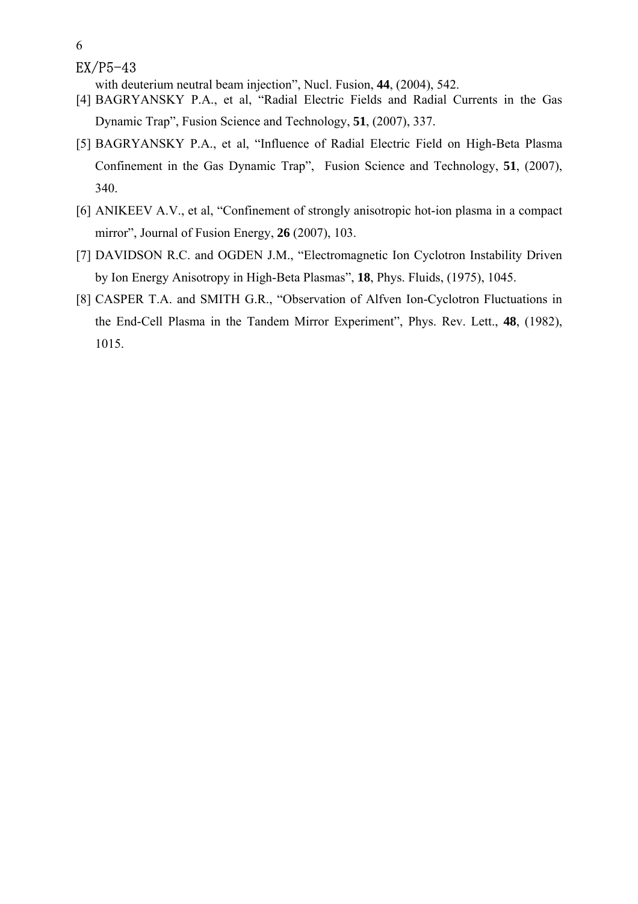with deuterium neutral beam injection", Nucl. Fusion, **44**, (2004), 542.

[4] BAGRYANSKY P.A., et al, "Radial Electric Fields and Radial Currents in the Gas Dynamic Trap", Fusion Science and Technology, **51**, (2007), 337.

[5] BAGRYANSKY P.A., et al, "Influence of Radial Electric Field on High-Beta Plasma Confinement in the Gas Dynamic Trap", Fusion Science and Technology, **51**, (2007), 340.

[6] ANIKEEV A.V., et al, "Confinement of strongly anisotropic hot-ion plasma in a compact mirror", Journal of Fusion Energy, **26** (2007), 103.

[7] DAVIDSON R.C. and OGDEN J.M., "Electromagnetic Ion Cyclotron Instability Driven by Ion Energy Anisotropy in High-Beta Plasmas", **18**, Phys. Fluids, (1975), 1045.

[8] CASPER T.A. and SMITH G.R., "Observation of Alfven Ion-Cyclotron Fluctuations in the End-Cell Plasma in the Tandem Mirror Experiment", Phys. Rev. Lett., **48**, (1982), 1015.